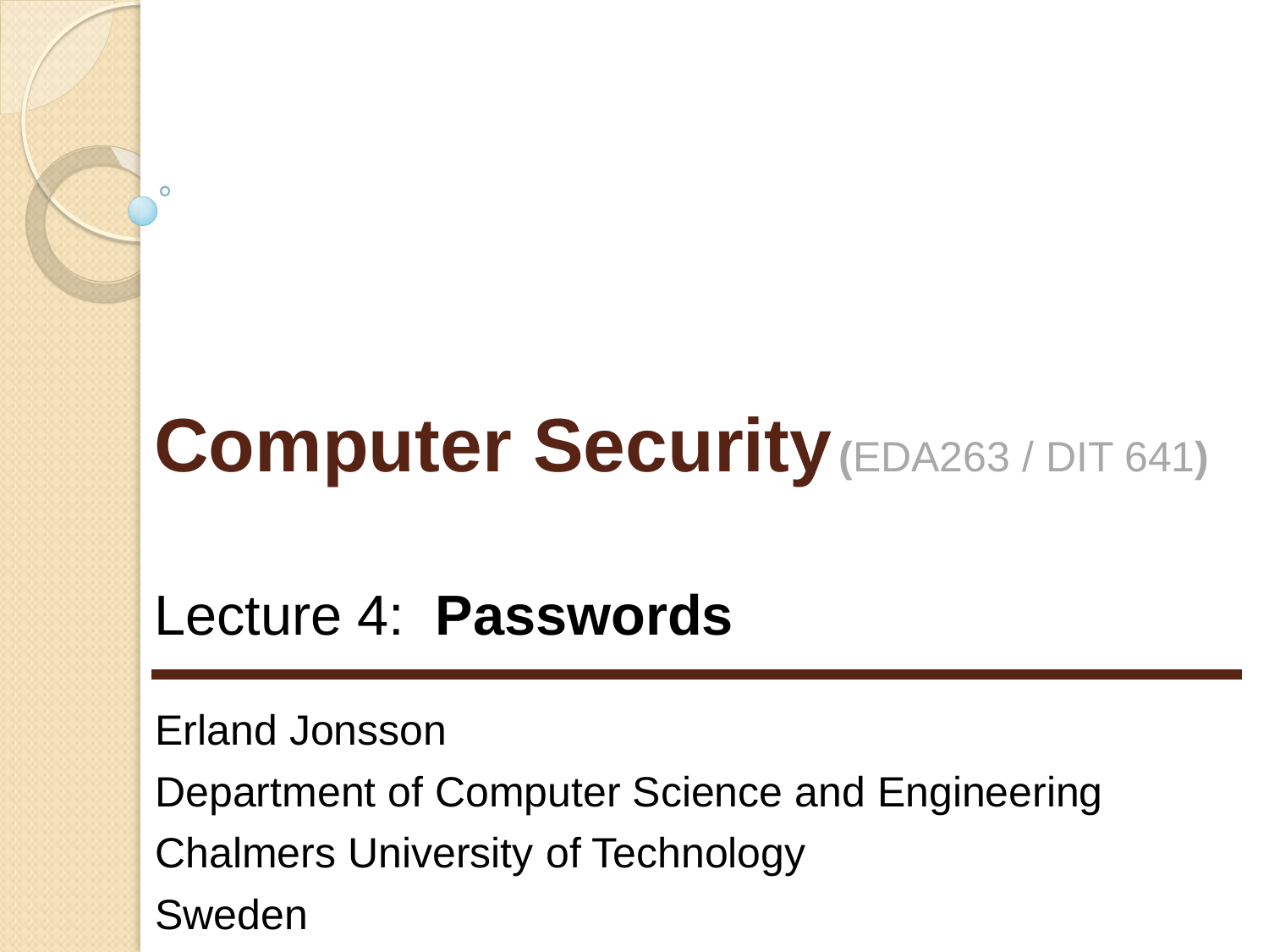# Computer Security (EDA263 / DIT 641)

## Lecture 4: **Passwords**

Erland Jonsson

Department of Computer Science and Engineering

Chalmers University of Technology

Sweden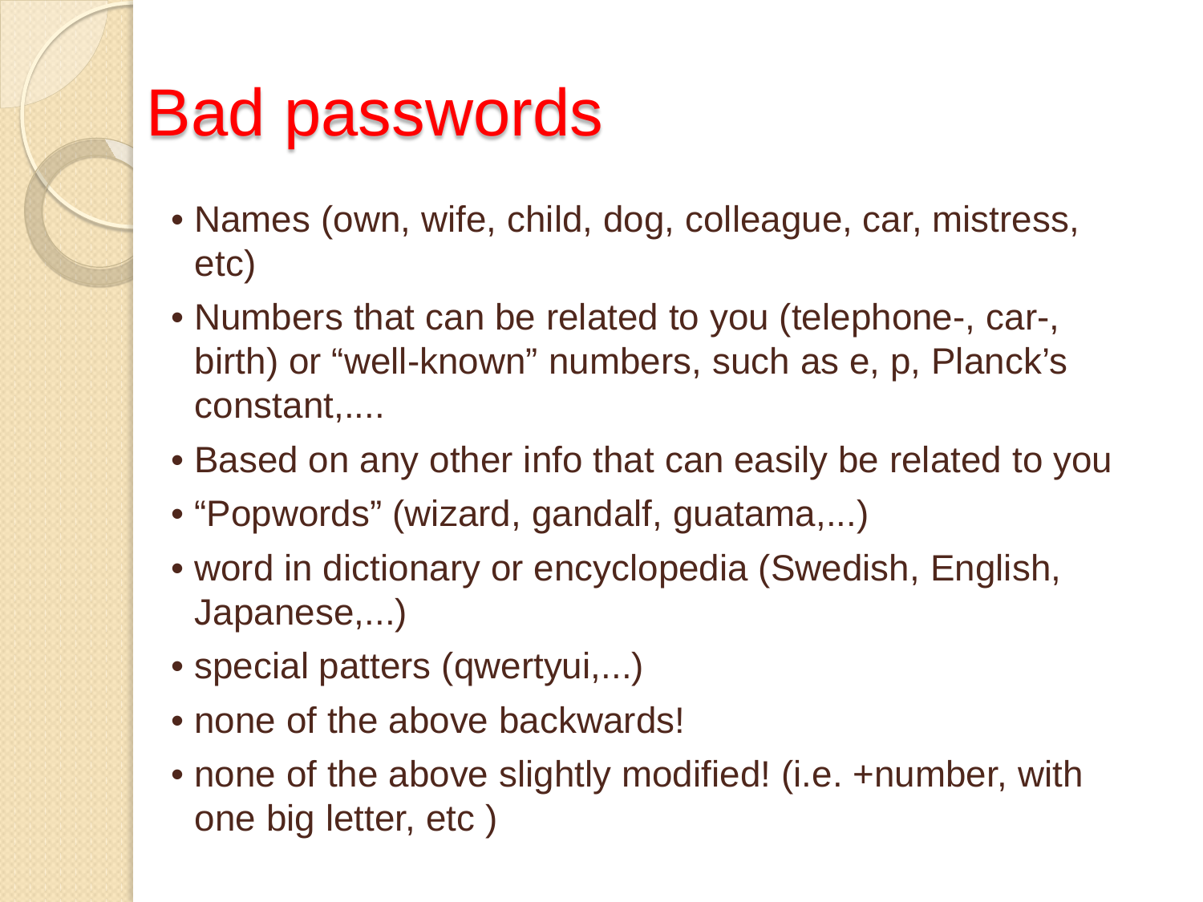# Bad passwords

- Names (own, wife, child, dog, colleague, car, mistress, etc)
- Numbers that can be related to you (telephone-, car-, birth) or “well-known” numbers, such as e, p, Planck’s constant,....
- Based on any other info that can easily be related to you
- “Popwords” (wizard, gandalf, guatama,...)
- word in dictionary or encyclopedia (Swedish, English, Japanese,...)
- special patters (qwertyui,...)
- none of the above backwards!
- none of the above slightly modified! (i.e. +number, with one big letter, etc )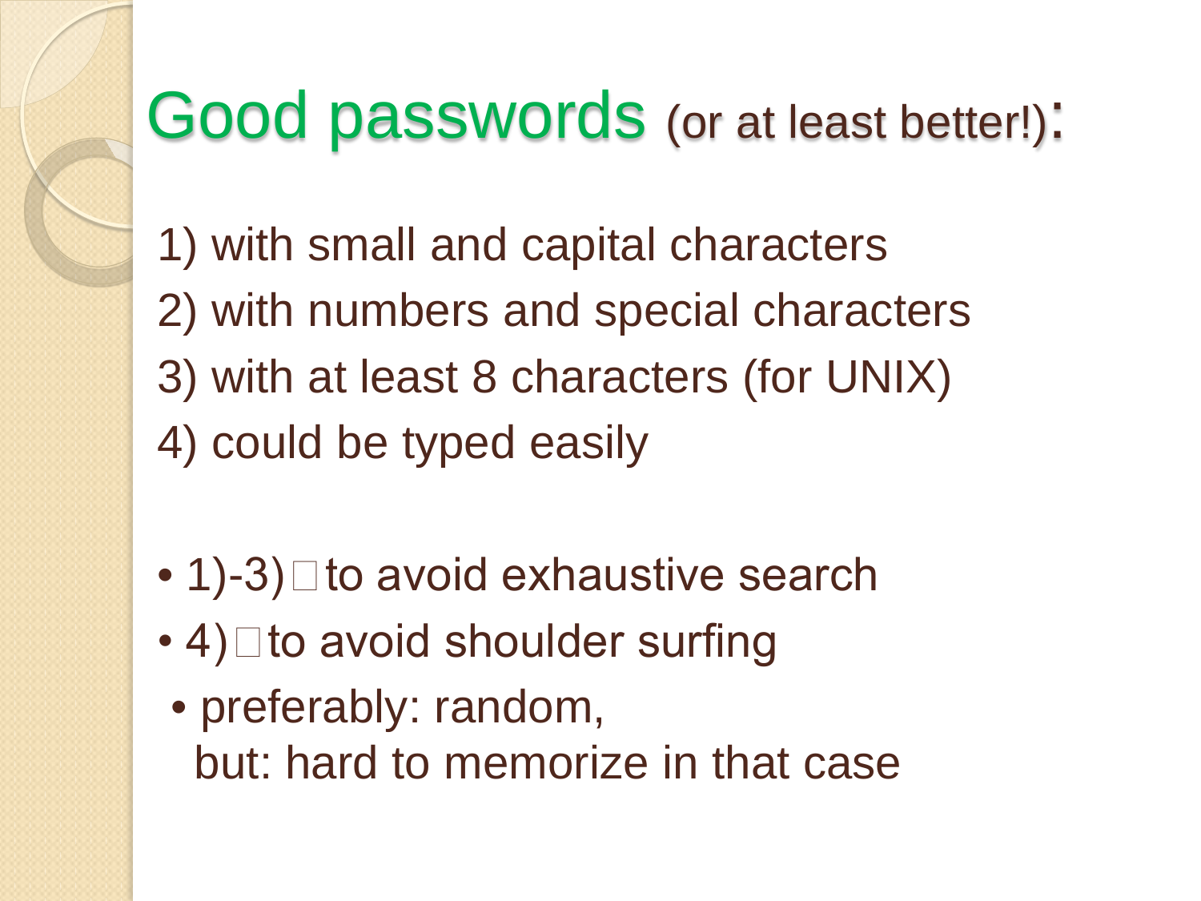# Good passwords (or at least better!):

1) with small and capital characters
2) with numbers and special characters
3) with at least 8 characters (for UNIX)
4) could be typed easily

- 1)-3) □ to avoid exhaustive search
- 4) □ to avoid shoulder surfing
- preferably: random,
  but: hard to memorize in that case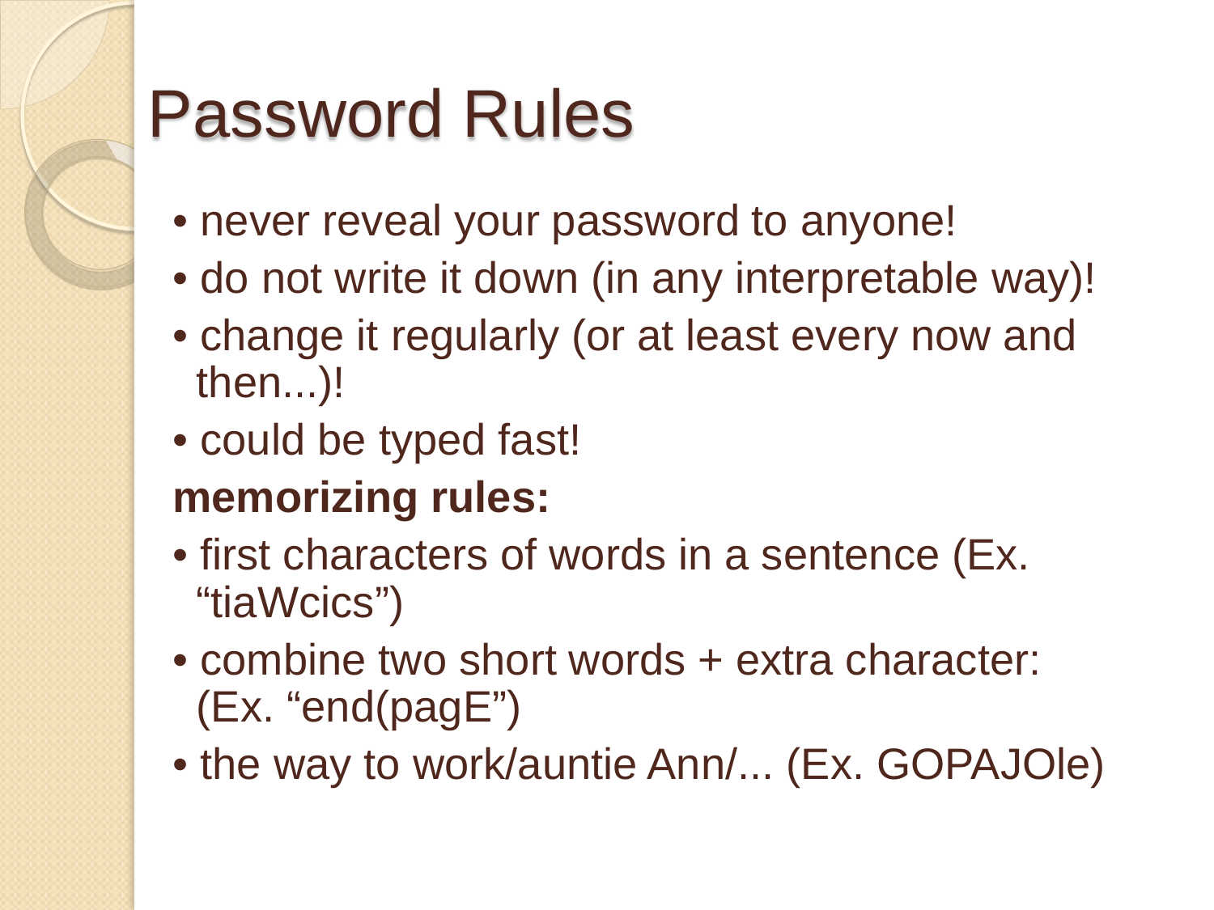# Password Rules

- never reveal your password to anyone!
- do not write it down (in any interpretable way)!
- change it regularly (or at least every now and then...)!
- could be typed fast!

**memorizing rules:**

- first characters of words in a sentence (Ex. “tiaWcics”)
- combine two short words + extra character: (Ex. “end(pagE”)
- the way to work/auntie Ann/... (Ex. GOPAJOle)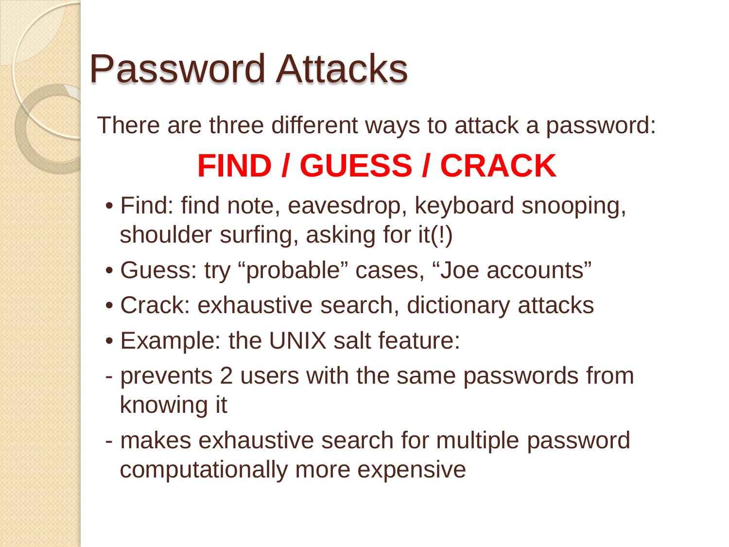# Password Attacks

There are three different ways to attack a password:

**FIND / GUESS / CRACK**

- Find: find note, eavesdrop, keyboard snooping, shoulder surfing, asking for it(!)
- Guess: try “probable” cases, “Joe accounts”
- Crack: exhaustive search, dictionary attacks
- Example: the UNIX salt feature:
  - prevents 2 users with the same passwords from knowing it
  - makes exhaustive search for multiple password computationally more expensive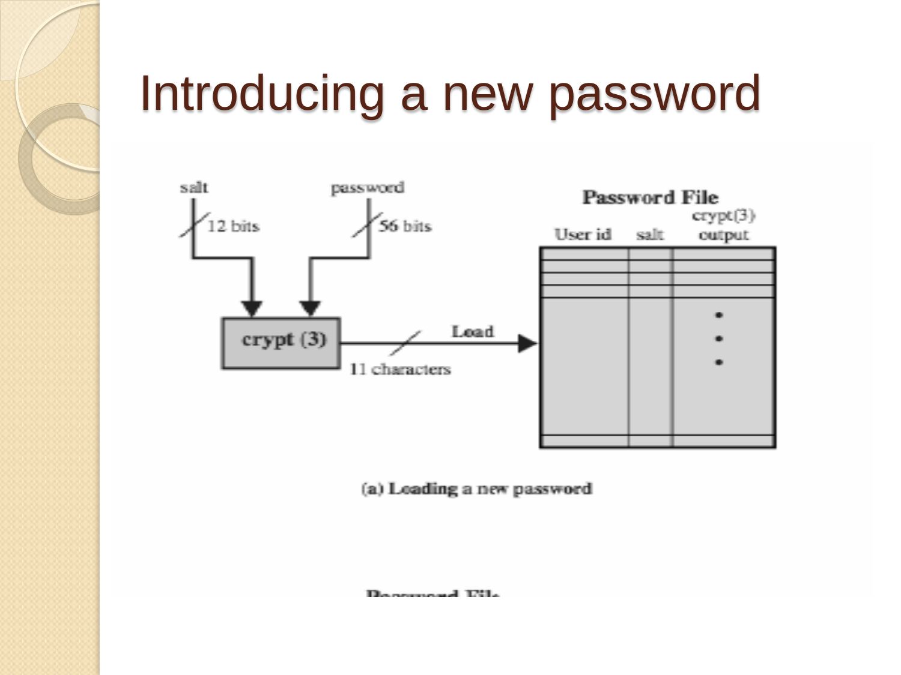# Introducing a new password

salt

12 bits

password

56 bits

crypt (3)

Load

11 characters

Password File

User id | salt | crypt(3) output

(a) Loading a new password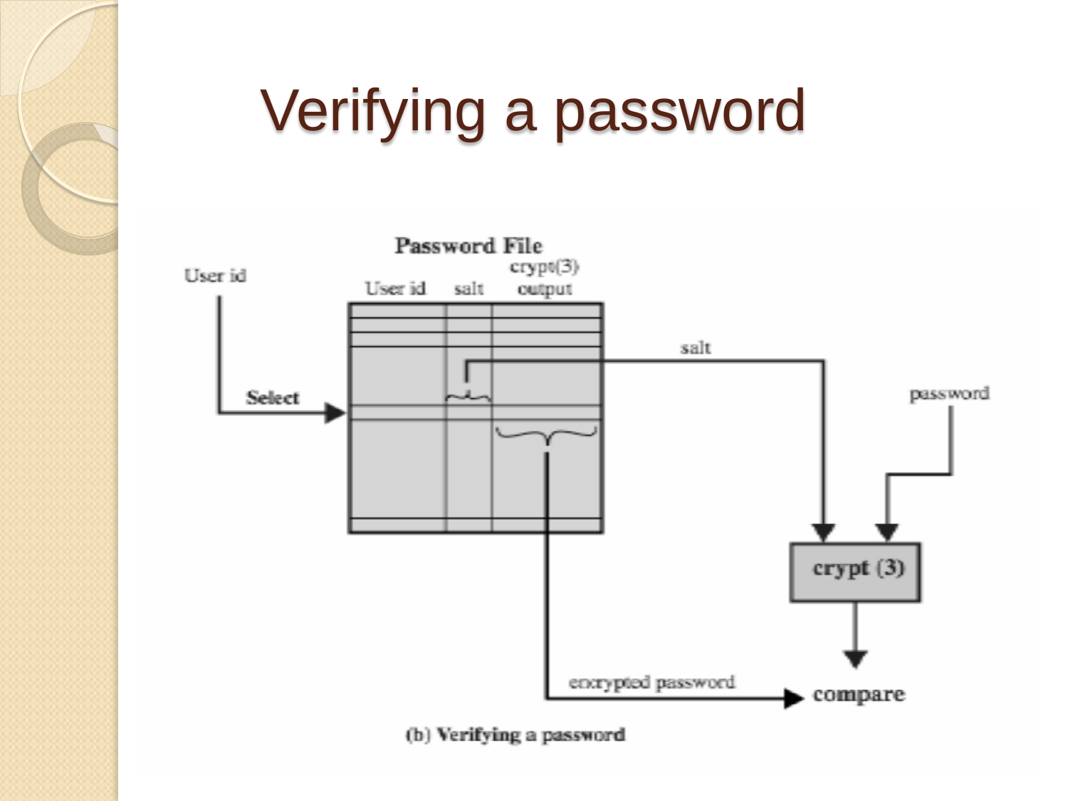# Verifying a password

Password File

User id

User id | salt | crypt(3) output

Select

salt

password

crypt (3)

encrypted password

compare

(b) Verifying a password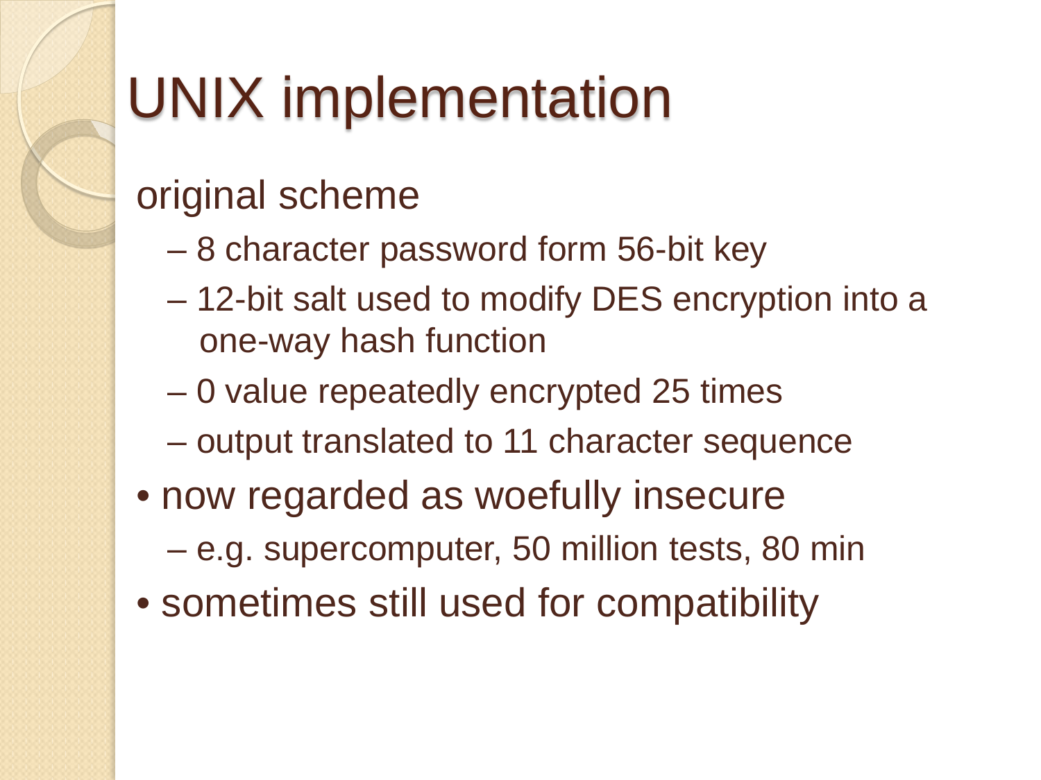# UNIX implementation

original scheme

- 8 character password form 56-bit key
- 12-bit salt used to modify DES encryption into a one-way hash function
- 0 value repeatedly encrypted 25 times
- output translated to 11 character sequence

- now regarded as woefully insecure
  - e.g. supercomputer, 50 million tests, 80 min
- sometimes still used for compatibility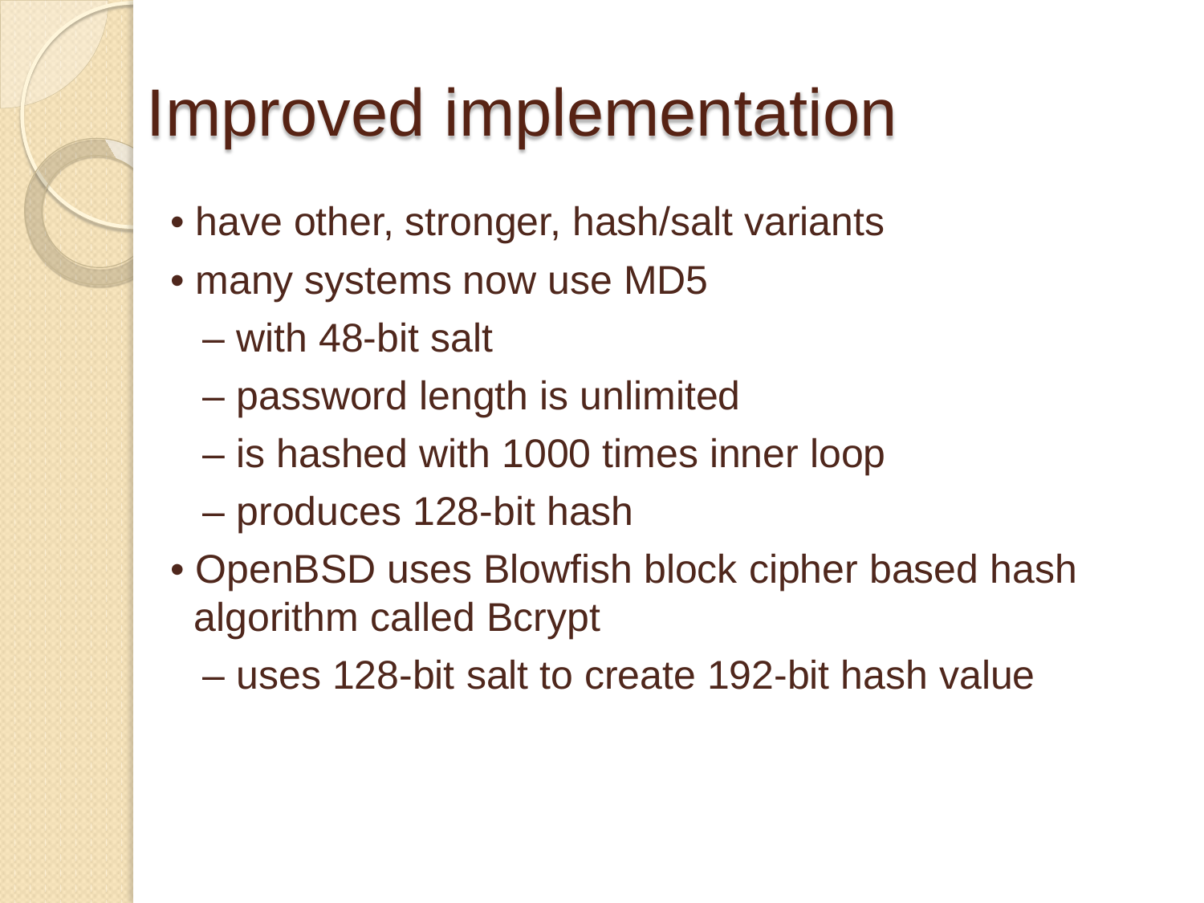# Improved implementation

- have other, stronger, hash/salt variants
- many systems now use MD5
  - with 48-bit salt
  - password length is unlimited
  - is hashed with 1000 times inner loop
  - produces 128-bit hash
- OpenBSD uses Blowfish block cipher based hash algorithm called Bcrypt
  - uses 128-bit salt to create 192-bit hash value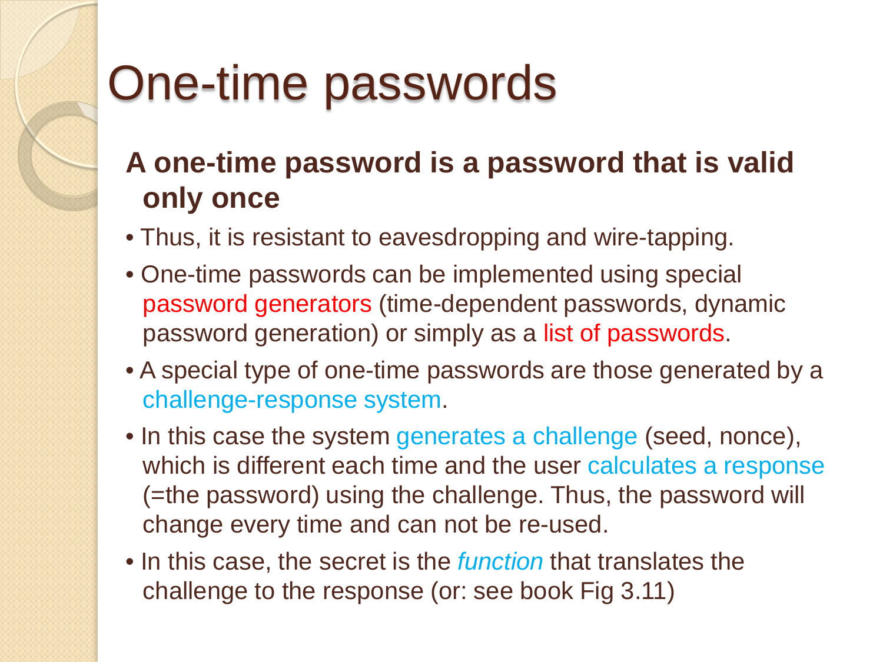# One-time passwords

**A one-time password is a password that is valid only once**

- Thus, it is resistant to eavesdropping and wire-tapping.
- One-time passwords can be implemented using special password generators (time-dependent passwords, dynamic password generation) or simply as a list of passwords.
- A special type of one-time passwords are those generated by a challenge-response system.
- In this case the system generates a challenge (seed, nonce), which is different each time and the user calculates a response (=the password) using the challenge. Thus, the password will change every time and can not be re-used.
- In this case, the secret is the *function* that translates the challenge to the response (or: see book Fig 3.11)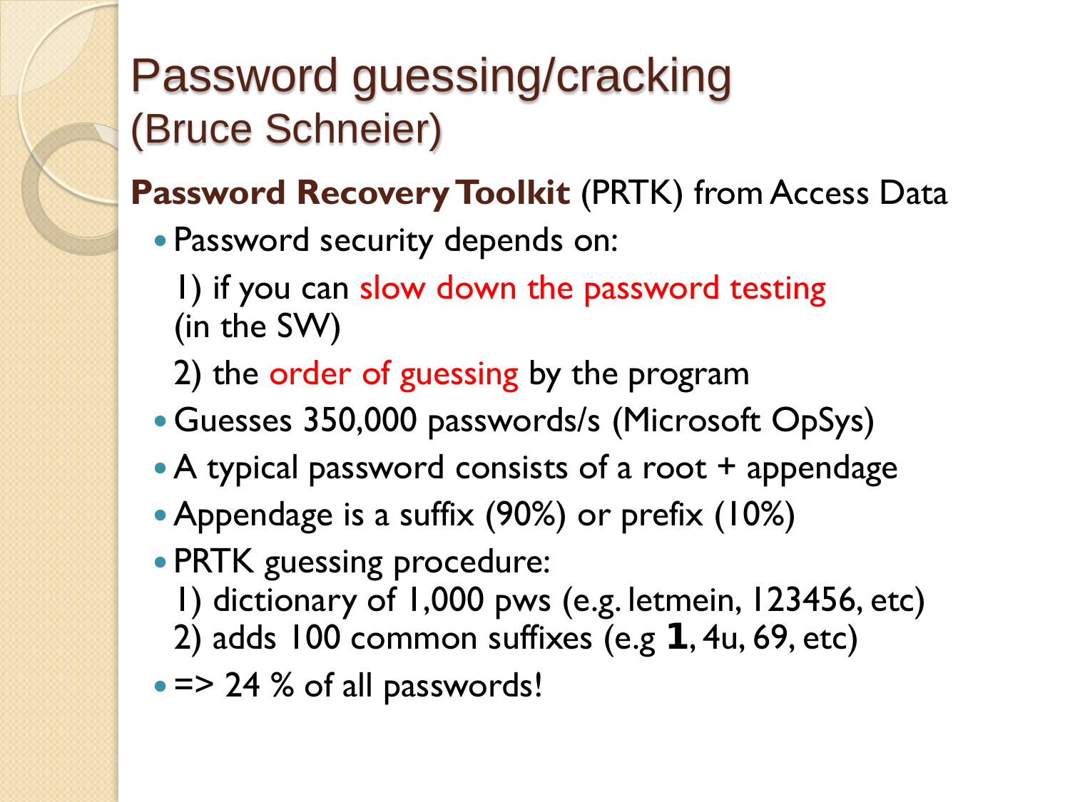# Password guessing/cracking
## (Bruce Schneier)

**Password Recovery Toolkit** (PRTK) from Access Data

- Password security depends on:

  1) if you can slow down the password testing (in the SW)

  2) the order of guessing by the program
- Guesses 350,000 passwords/s (Microsoft OpSys)
- A typical password consists of a root + appendage
- Appendage is a suffix (90%) or prefix (10%)
- PRTK guessing procedure:
  1) dictionary of 1,000 pws (e.g. letmein, 123456, etc)
  2) adds 100 common suffixes (e.g **1**, 4u, 69, etc)
- => 24 % of all passwords!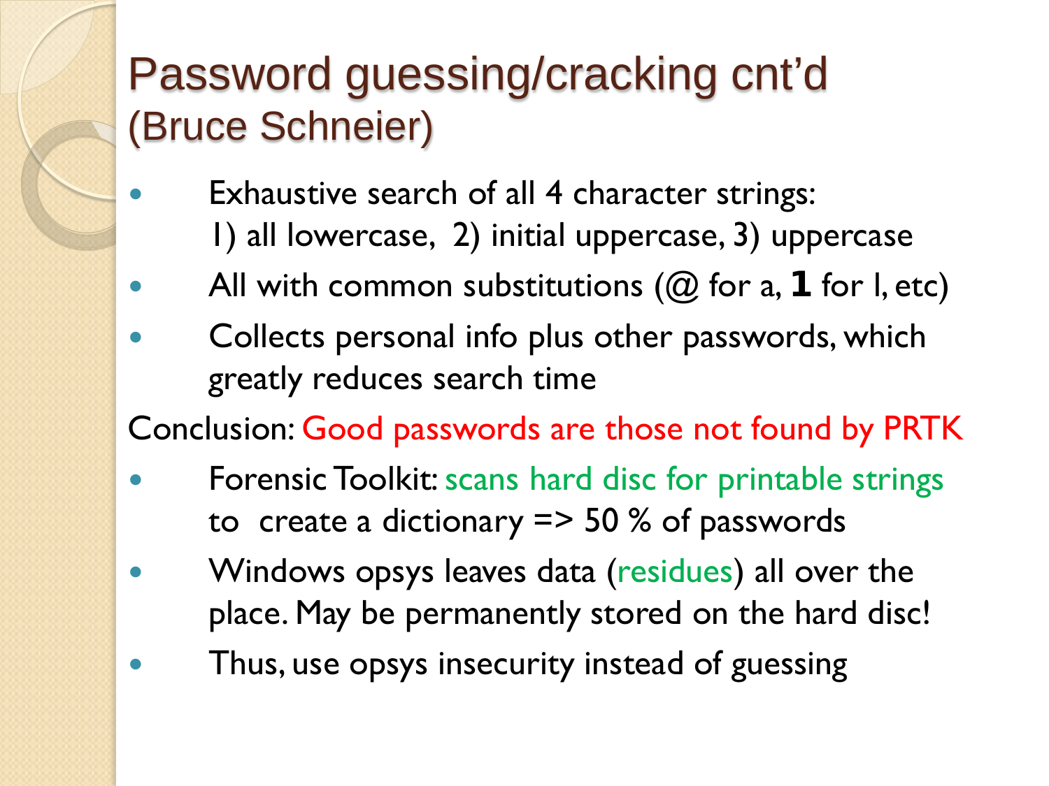# Password guessing/cracking cnt'd (Bruce Schneier)

- Exhaustive search of all 4 character strings: 1) all lowercase, 2) initial uppercase, 3) uppercase
- All with common substitutions (@ for a, **1** for l, etc)
- Collects personal info plus other passwords, which greatly reduces search time

Conclusion: Good passwords are those not found by PRTK

- Forensic Toolkit: scans hard disc for printable strings to create a dictionary => 50 % of passwords
- Windows opsys leaves data (residues) all over the place. May be permanently stored on the hard disc!
- Thus, use opsys insecurity instead of guessing